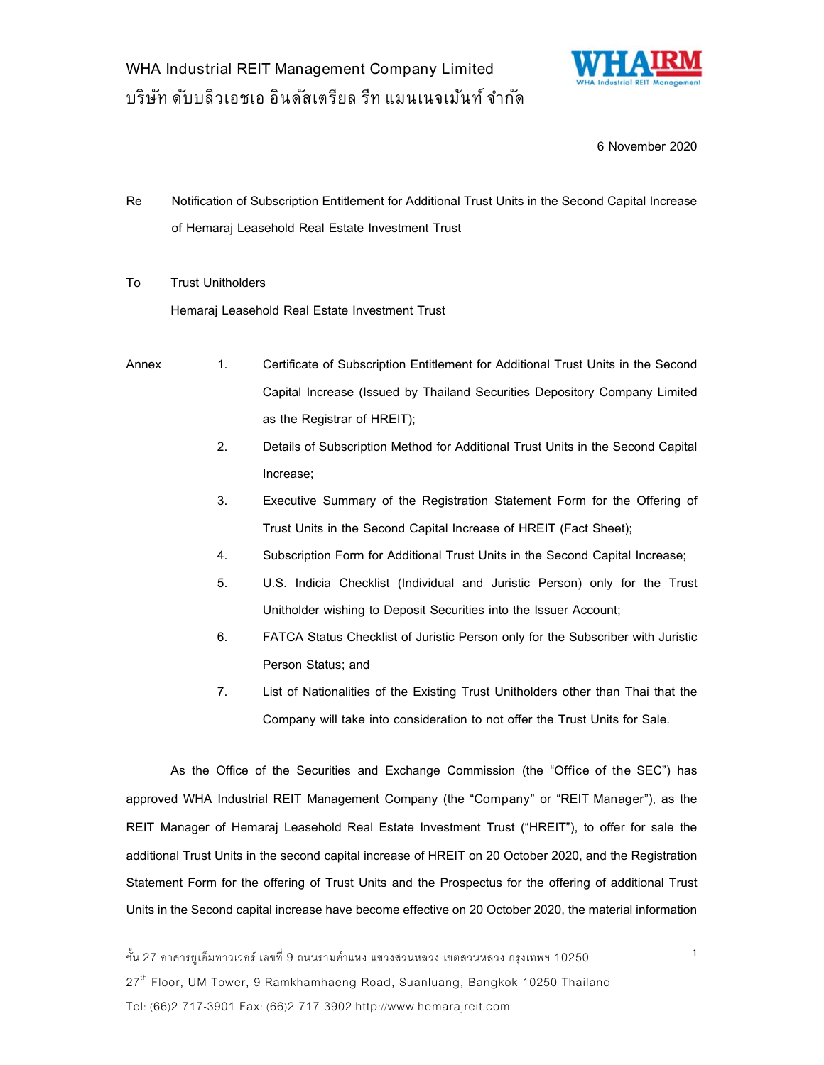WHA Industrial REIT Management Company Limited
บริษัท ดับบลิวเอชเอ อินดัสเตรียล รีท แมนเนจเม้นท์ จำกัด

6 November 2020

Re Notification of Subscription Entitlement for Additional Trust Units in the Second Capital Increase of Hemaraj Leasehold Real Estate Investment Trust

To Trust Unitholders
Hemaraj Leasehold Real Estate Investment Trust

Annex

1. Certificate of Subscription Entitlement for Additional Trust Units in the Second Capital Increase (Issued by Thailand Securities Depository Company Limited as the Registrar of HREIT);
2. Details of Subscription Method for Additional Trust Units in the Second Capital Increase;
3. Executive Summary of the Registration Statement Form for the Offering of Trust Units in the Second Capital Increase of HREIT (Fact Sheet);
4. Subscription Form for Additional Trust Units in the Second Capital Increase;
5. U.S. Indicia Checklist (Individual and Juristic Person) only for the Trust Unitholder wishing to Deposit Securities into the Issuer Account;
6. FATCA Status Checklist of Juristic Person only for the Subscriber with Juristic Person Status; and
7. List of Nationalities of the Existing Trust Unitholders other than Thai that the Company will take into consideration to not offer the Trust Units for Sale.

As the Office of the Securities and Exchange Commission (the "Office of the SEC") has approved WHA Industrial REIT Management Company (the "Company" or "REIT Manager"), as the REIT Manager of Hemaraj Leasehold Real Estate Investment Trust ("HREIT"), to offer for sale the additional Trust Units in the second capital increase of HREIT on 20 October 2020, and the Registration Statement Form for the offering of Trust Units and the Prospectus for the offering of additional Trust Units in the Second capital increase have become effective on 20 October 2020, the material information

ชั้น 27 อาคารยูเอ็มทาวเวอร์ เลขที่ 9 ถนนรามคำแหง แขวงสวนหลวง เขตสวนหลวง กรุงเทพฯ 10250
27th Floor, UM Tower, 9 Ramkhamhaeng Road, Suanluang, Bangkok 10250 Thailand
Tel: (66)2 717-3901 Fax: (66)2 717 3902 http://www.hemarajreit.com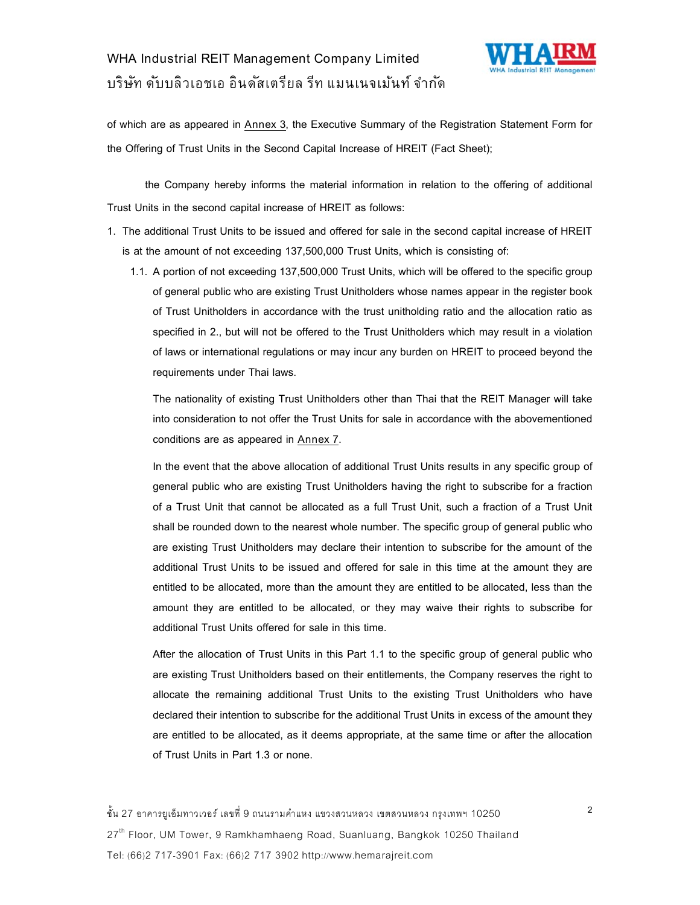of which are as appeared in Annex 3, the Executive Summary of the Registration Statement Form for the Offering of Trust Units in the Second Capital Increase of HREIT (Fact Sheet);

the Company hereby informs the material information in relation to the offering of additional Trust Units in the second capital increase of HREIT as follows:

1. The additional Trust Units to be issued and offered for sale in the second capital increase of HREIT is at the amount of not exceeding 137,500,000 Trust Units, which is consisting of:

   1.1. A portion of not exceeding 137,500,000 Trust Units, which will be offered to the specific group of general public who are existing Trust Unitholders whose names appear in the register book of Trust Unitholders in accordance with the trust unitholding ratio and the allocation ratio as specified in 2., but will not be offered to the Trust Unitholders which may result in a violation of laws or international regulations or may incur any burden on HREIT to proceed beyond the requirements under Thai laws.

   The nationality of existing Trust Unitholders other than Thai that the REIT Manager will take into consideration to not offer the Trust Units for sale in accordance with the abovementioned conditions are as appeared in Annex 7.

   In the event that the above allocation of additional Trust Units results in any specific group of general public who are existing Trust Unitholders having the right to subscribe for a fraction of a Trust Unit that cannot be allocated as a full Trust Unit, such a fraction of a Trust Unit shall be rounded down to the nearest whole number. The specific group of general public who are existing Trust Unitholders may declare their intention to subscribe for the amount of the additional Trust Units to be issued and offered for sale in this time at the amount they are entitled to be allocated, more than the amount they are entitled to be allocated, less than the amount they are entitled to be allocated, or they may waive their rights to subscribe for additional Trust Units offered for sale in this time.

   After the allocation of Trust Units in this Part 1.1 to the specific group of general public who are existing Trust Unitholders based on their entitlements, the Company reserves the right to allocate the remaining additional Trust Units to the existing Trust Unitholders who have declared their intention to subscribe for the additional Trust Units in excess of the amount they are entitled to be allocated, as it deems appropriate, at the same time or after the allocation of Trust Units in Part 1.3 or none.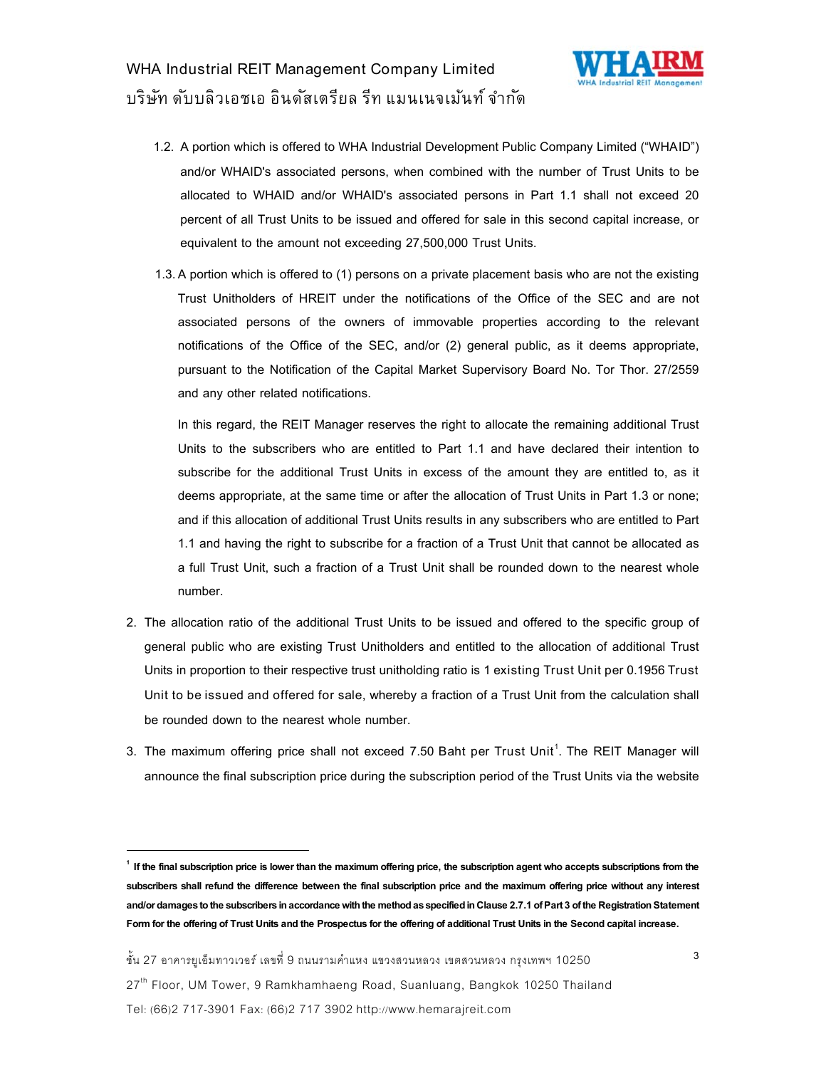1.2. A portion which is offered to WHA Industrial Development Public Company Limited ("WHAID") and/or WHAID's associated persons, when combined with the number of Trust Units to be allocated to WHAID and/or WHAID's associated persons in Part 1.1 shall not exceed 20 percent of all Trust Units to be issued and offered for sale in this second capital increase, or equivalent to the amount not exceeding 27,500,000 Trust Units.

1.3. A portion which is offered to (1) persons on a private placement basis who are not the existing Trust Unitholders of HREIT under the notifications of the Office of the SEC and are not associated persons of the owners of immovable properties according to the relevant notifications of the Office of the SEC, and/or (2) general public, as it deems appropriate, pursuant to the Notification of the Capital Market Supervisory Board No. Tor Thor. 27/2559 and any other related notifications.

In this regard, the REIT Manager reserves the right to allocate the remaining additional Trust Units to the subscribers who are entitled to Part 1.1 and have declared their intention to subscribe for the additional Trust Units in excess of the amount they are entitled to, as it deems appropriate, at the same time or after the allocation of Trust Units in Part 1.3 or none; and if this allocation of additional Trust Units results in any subscribers who are entitled to Part 1.1 and having the right to subscribe for a fraction of a Trust Unit that cannot be allocated as a full Trust Unit, such a fraction of a Trust Unit shall be rounded down to the nearest whole number.

2. The allocation ratio of the additional Trust Units to be issued and offered to the specific group of general public who are existing Trust Unitholders and entitled to the allocation of additional Trust Units in proportion to their respective trust unitholding ratio is 1 existing Trust Unit per 0.1956 Trust Unit to be issued and offered for sale, whereby a fraction of a Trust Unit from the calculation shall be rounded down to the nearest whole number.

3. The maximum offering price shall not exceed 7.50 Baht per Trust Unit[1]. The REIT Manager will announce the final subscription price during the subscription period of the Trust Units via the website

---

[1] **If the final subscription price is lower than the maximum offering price, the subscription agent who accepts subscriptions from the subscribers shall refund the difference between the final subscription price and the maximum offering price without any interest and/or damages to the subscribers in accordance with the method as specified in Clause 2.7.1 of Part 3 of the Registration Statement Form for the offering of Trust Units and the Prospectus for the offering of additional Trust Units in the Second capital increase.**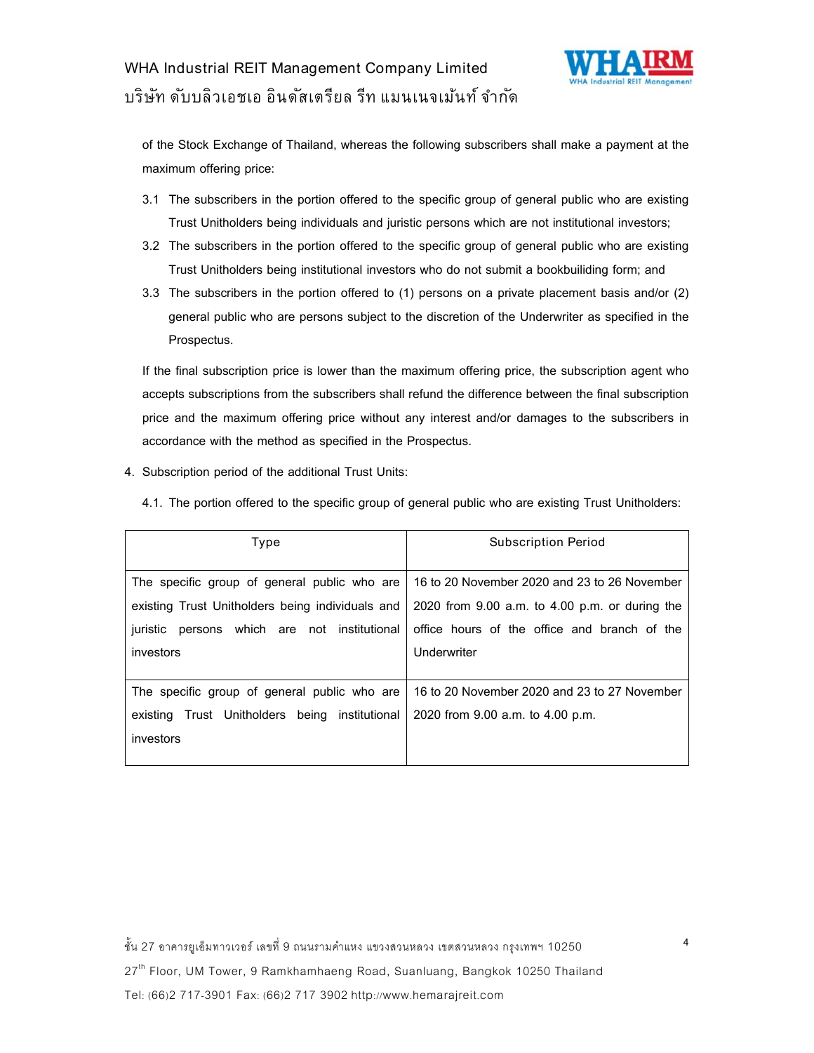of the Stock Exchange of Thailand, whereas the following subscribers shall make a payment at the maximum offering price:

3.1 The subscribers in the portion offered to the specific group of general public who are existing Trust Unitholders being individuals and juristic persons which are not institutional investors;

3.2 The subscribers in the portion offered to the specific group of general public who are existing Trust Unitholders being institutional investors who do not submit a bookbuiliding form; and

3.3 The subscribers in the portion offered to (1) persons on a private placement basis and/or (2) general public who are persons subject to the discretion of the Underwriter as specified in the Prospectus.

If the final subscription price is lower than the maximum offering price, the subscription agent who accepts subscriptions from the subscribers shall refund the difference between the final subscription price and the maximum offering price without any interest and/or damages to the subscribers in accordance with the method as specified in the Prospectus.

4. Subscription period of the additional Trust Units:

4.1. The portion offered to the specific group of general public who are existing Trust Unitholders:

| Type | Subscription Period |
|---|---|
| The specific group of general public who are existing Trust Unitholders being individuals and juristic persons which are not institutional investors | 16 to 20 November 2020 and 23 to 26 November 2020 from 9.00 a.m. to 4.00 p.m. or during the office hours of the office and branch of the Underwriter |
| The specific group of general public who are existing Trust Unitholders being institutional investors | 16 to 20 November 2020 and 23 to 27 November 2020 from 9.00 a.m. to 4.00 p.m. |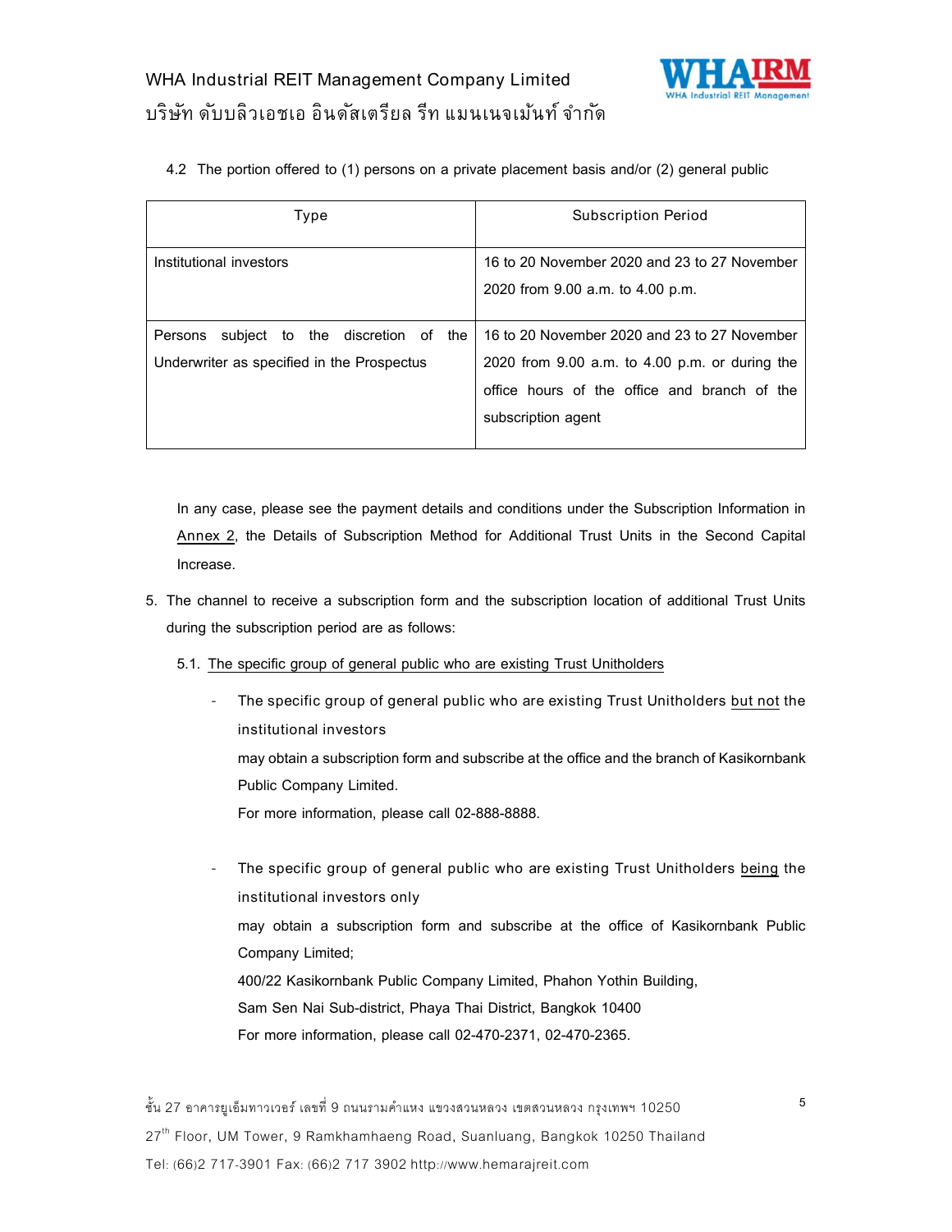4.2 The portion offered to (1) persons on a private placement basis and/or (2) general public

| Type | Subscription Period |
|---|---|
| Institutional investors | 16 to 20 November 2020 and 23 to 27 November 2020 from 9.00 a.m. to 4.00 p.m. |
| Persons subject to the discretion of the Underwriter as specified in the Prospectus | 16 to 20 November 2020 and 23 to 27 November 2020 from 9.00 a.m. to 4.00 p.m. or during the office hours of the office and branch of the subscription agent |

In any case, please see the payment details and conditions under the Subscription Information in Annex 2, the Details of Subscription Method for Additional Trust Units in the Second Capital Increase.

5. The channel to receive a subscription form and the subscription location of additional Trust Units during the subscription period are as follows:

5.1. The specific group of general public who are existing Trust Unitholders

- The specific group of general public who are existing Trust Unitholders but not the institutional investors

  may obtain a subscription form and subscribe at the office and the branch of Kasikornbank Public Company Limited.

  For more information, please call 02-888-8888.

- The specific group of general public who are existing Trust Unitholders being the institutional investors only

  may obtain a subscription form and subscribe at the office of Kasikornbank Public Company Limited;

  400/22 Kasikornbank Public Company Limited, Phahon Yothin Building,
  Sam Sen Nai Sub-district, Phaya Thai District, Bangkok 10400

  For more information, please call 02-470-2371, 02-470-2365.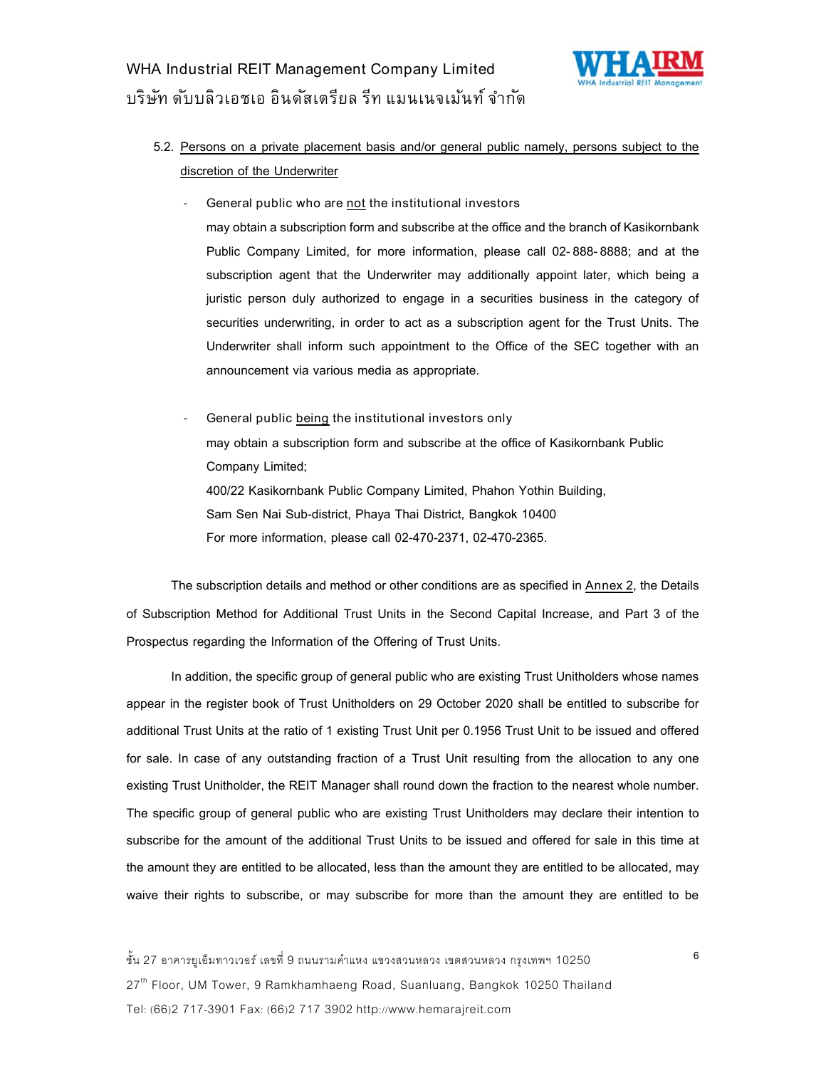5.2. Persons on a private placement basis and/or general public namely, persons subject to the discretion of the Underwriter

- General public who are not the institutional investors

  may obtain a subscription form and subscribe at the office and the branch of Kasikornbank Public Company Limited, for more information, please call 02-888-8888; and at the subscription agent that the Underwriter may additionally appoint later, which being a juristic person duly authorized to engage in a securities business in the category of securities underwriting, in order to act as a subscription agent for the Trust Units. The Underwriter shall inform such appointment to the Office of the SEC together with an announcement via various media as appropriate.

- General public being the institutional investors only

  may obtain a subscription form and subscribe at the office of Kasikornbank Public Company Limited;

  400/22 Kasikornbank Public Company Limited, Phahon Yothin Building,

  Sam Sen Nai Sub-district, Phaya Thai District, Bangkok 10400

  For more information, please call 02-470-2371, 02-470-2365.

The subscription details and method or other conditions are as specified in Annex 2, the Details of Subscription Method for Additional Trust Units in the Second Capital Increase, and Part 3 of the Prospectus regarding the Information of the Offering of Trust Units.

In addition, the specific group of general public who are existing Trust Unitholders whose names appear in the register book of Trust Unitholders on 29 October 2020 shall be entitled to subscribe for additional Trust Units at the ratio of 1 existing Trust Unit per 0.1956 Trust Unit to be issued and offered for sale. In case of any outstanding fraction of a Trust Unit resulting from the allocation to any one existing Trust Unitholder, the REIT Manager shall round down the fraction to the nearest whole number. The specific group of general public who are existing Trust Unitholders may declare their intention to subscribe for the amount of the additional Trust Units to be issued and offered for sale in this time at the amount they are entitled to be allocated, less than the amount they are entitled to be allocated, may waive their rights to subscribe, or may subscribe for more than the amount they are entitled to be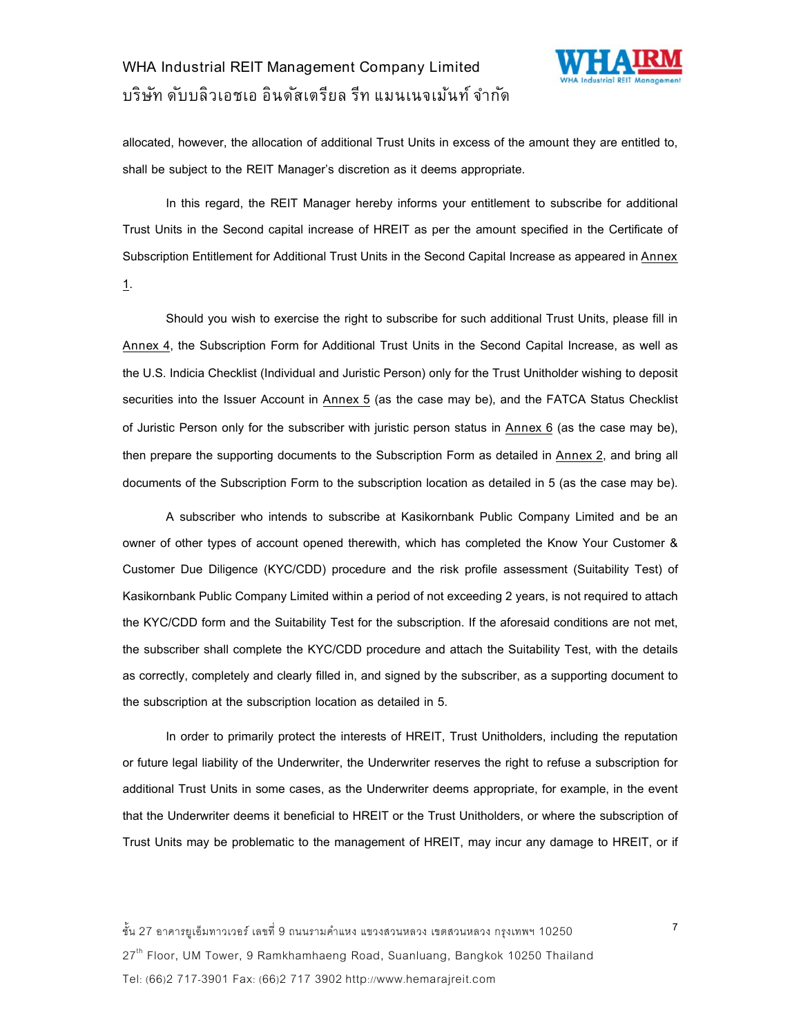allocated, however, the allocation of additional Trust Units in excess of the amount they are entitled to, shall be subject to the REIT Manager's discretion as it deems appropriate.

In this regard, the REIT Manager hereby informs your entitlement to subscribe for additional Trust Units in the Second capital increase of HREIT as per the amount specified in the Certificate of Subscription Entitlement for Additional Trust Units in the Second Capital Increase as appeared in Annex 1.

Should you wish to exercise the right to subscribe for such additional Trust Units, please fill in Annex 4, the Subscription Form for Additional Trust Units in the Second Capital Increase, as well as the U.S. Indicia Checklist (Individual and Juristic Person) only for the Trust Unitholder wishing to deposit securities into the Issuer Account in Annex 5 (as the case may be), and the FATCA Status Checklist of Juristic Person only for the subscriber with juristic person status in Annex 6 (as the case may be), then prepare the supporting documents to the Subscription Form as detailed in Annex 2, and bring all documents of the Subscription Form to the subscription location as detailed in 5 (as the case may be).

A subscriber who intends to subscribe at Kasikornbank Public Company Limited and be an owner of other types of account opened therewith, which has completed the Know Your Customer & Customer Due Diligence (KYC/CDD) procedure and the risk profile assessment (Suitability Test) of Kasikornbank Public Company Limited within a period of not exceeding 2 years, is not required to attach the KYC/CDD form and the Suitability Test for the subscription. If the aforesaid conditions are not met, the subscriber shall complete the KYC/CDD procedure and attach the Suitability Test, with the details as correctly, completely and clearly filled in, and signed by the subscriber, as a supporting document to the subscription at the subscription location as detailed in 5.

In order to primarily protect the interests of HREIT, Trust Unitholders, including the reputation or future legal liability of the Underwriter, the Underwriter reserves the right to refuse a subscription for additional Trust Units in some cases, as the Underwriter deems appropriate, for example, in the event that the Underwriter deems it beneficial to HREIT or the Trust Unitholders, or where the subscription of Trust Units may be problematic to the management of HREIT, may incur any damage to HREIT, or if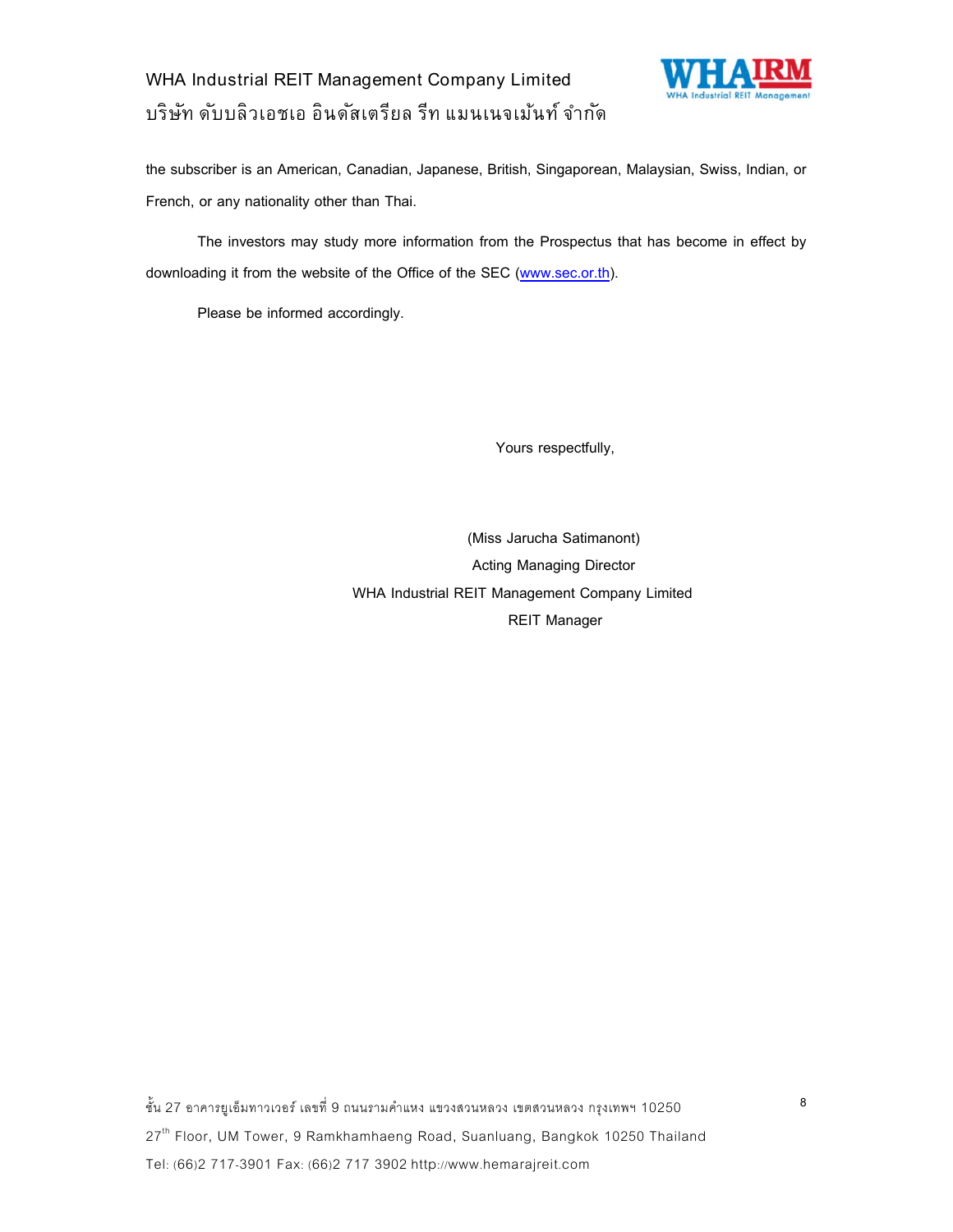the subscriber is an American, Canadian, Japanese, British, Singaporean, Malaysian, Swiss, Indian, or French, or any nationality other than Thai.

The investors may study more information from the Prospectus that has become in effect by downloading it from the website of the Office of the SEC (www.sec.or.th).

Please be informed accordingly.

Yours respectfully,

(Miss Jarucha Satimanont)
Acting Managing Director
WHA Industrial REIT Management Company Limited
REIT Manager